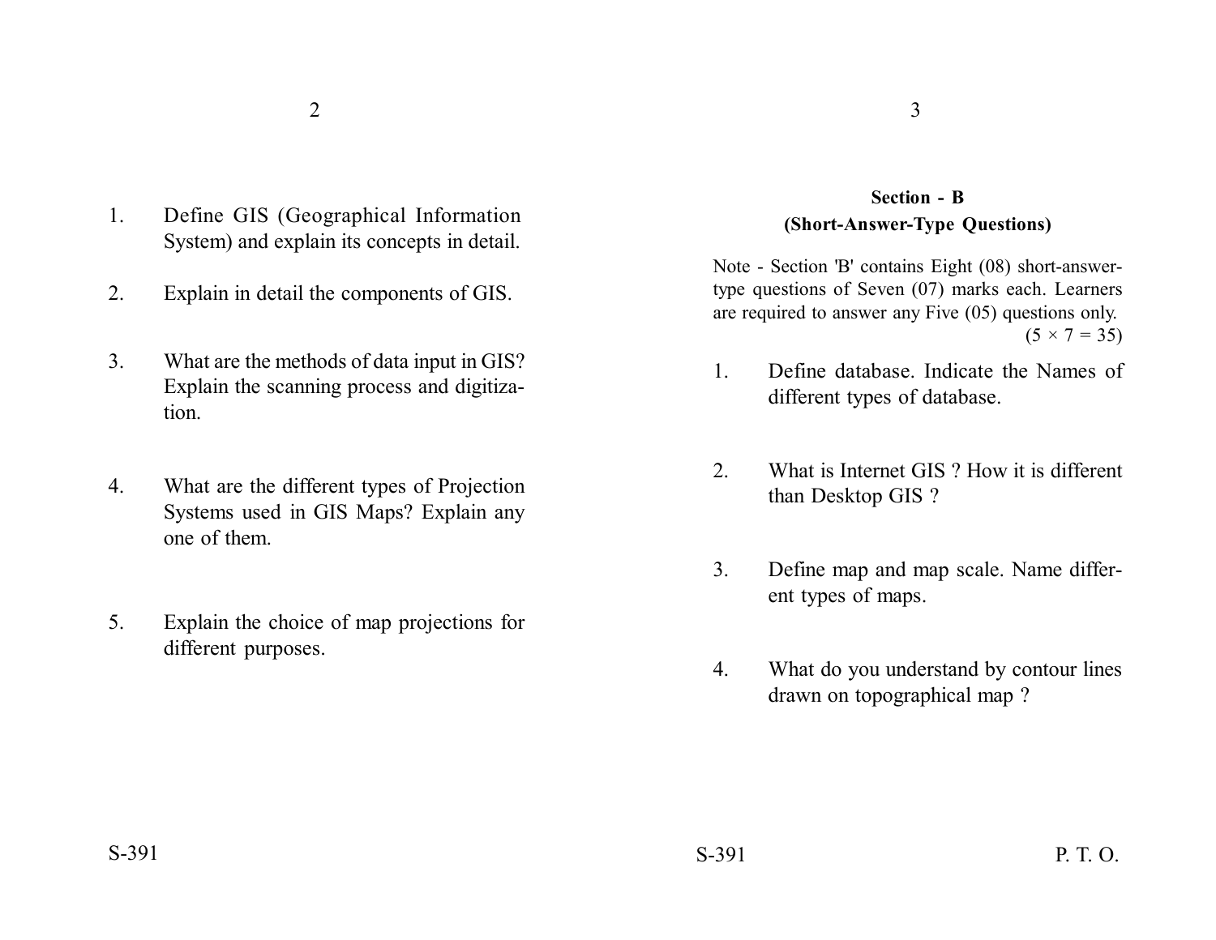1. Define GIS (Geographical Information System) and explain its concepts in detail.

2. Explain in detail the components of GIS.

3. What are the methods of data input in GIS? Explain the scanning process and digitization.

4. What are the different types of Projection Systems used in GIS Maps? Explain any one of them.

5. Explain the choice of map projections for different purposes.

## Section - B

### (Short-Answer-Type Questions)

Note - Section 'B' contains Eight (08) short-answer-type questions of Seven (07) marks each. Learners are required to answer any Five (05) questions only.

(5 × 7 = 35)

1. Define database. Indicate the Names of different types of database.

2. What is Internet GIS ? How it is different than Desktop GIS ?

3. Define map and map scale. Name different types of maps.

4. What do you understand by contour lines drawn on topographical map ?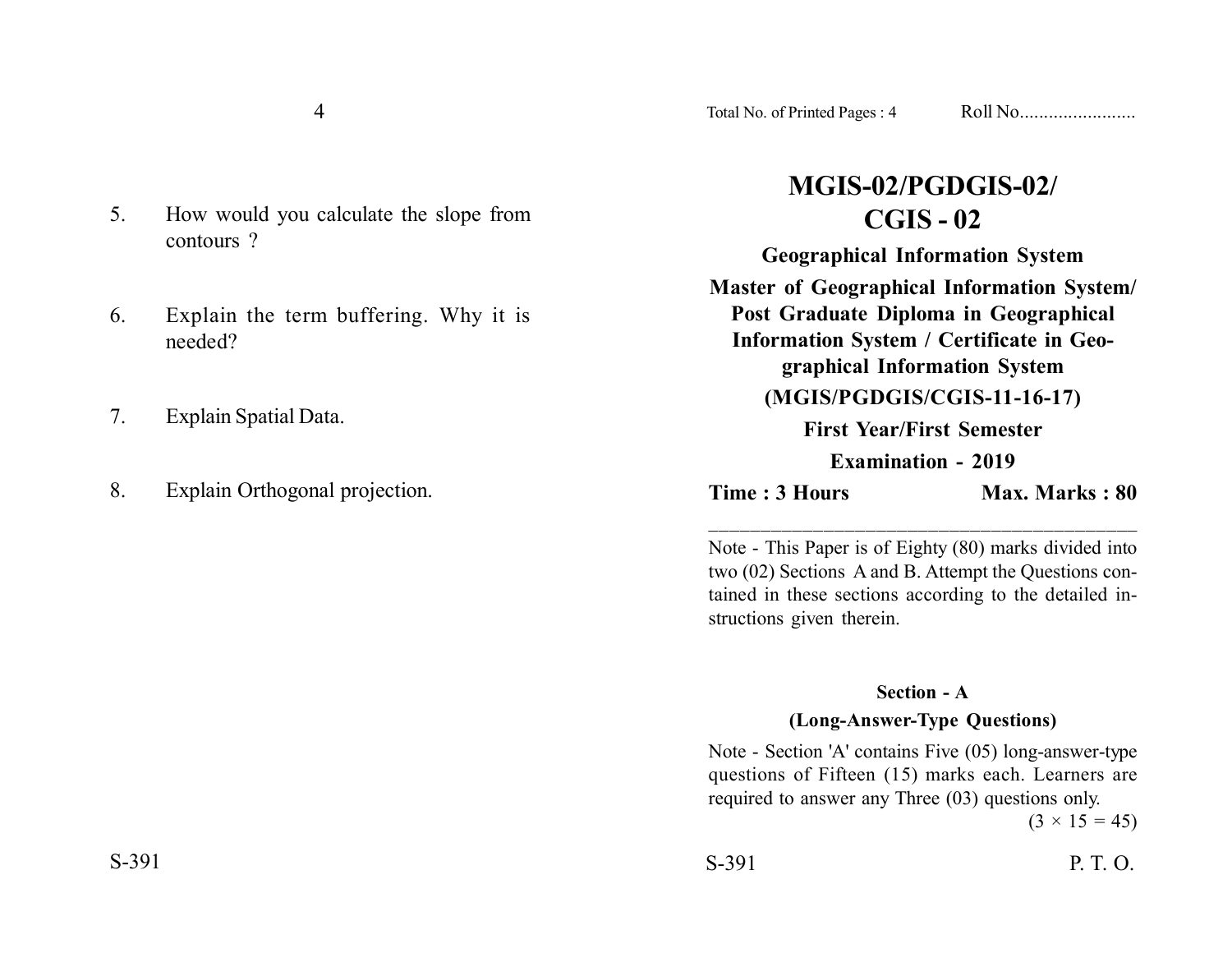5. How would you calculate the slope from contours ?

6. Explain the term buffering. Why it is needed?

7. Explain Spatial Data.

8. Explain Orthogonal projection.

Total No. of Printed Pages : 4 Roll No.......................

# MGIS-02/PGDGIS-02/ CGIS - 02

## Geographical Information System

**Master of Geographical Information System/ Post Graduate Diploma in Geographical Information System / Certificate in Geographical Information System**

**(MGIS/PGDGIS/CGIS-11-16-17)**

**First Year/First Semester**

**Examination - 2019**

**Time : 3 Hours** **Max. Marks : 80**

Note - This Paper is of Eighty (80) marks divided into two (02) Sections A and B. Attempt the Questions contained in these sections according to the detailed instructions given therein.

### Section - A

### (Long-Answer-Type Questions)

Note - Section 'A' contains Five (05) long-answer-type questions of Fifteen (15) marks each. Learners are required to answer any Three (03) questions only.

$(3 \times 15 = 45)$

S-391 P. T. O.